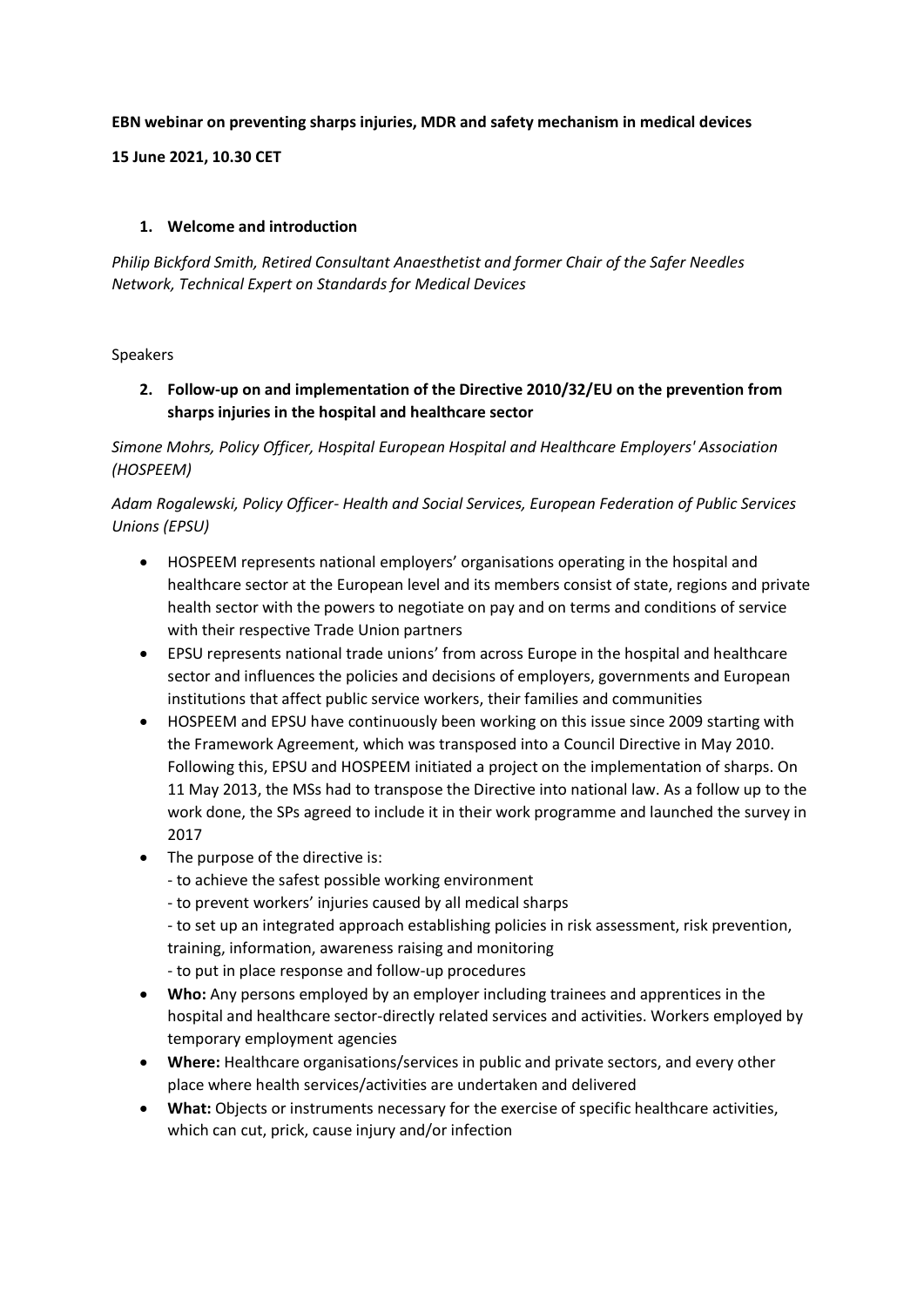**EBN webinar on preventing sharps injuries, MDR and safety mechanism in medical devices**

**15 June 2021, 10.30 CET**

1. **Welcome and introduction**

*Philip Bickford Smith, Retired Consultant Anaesthetist and former Chair of the Safer Needles Network, Technical Expert on Standards for Medical Devices*

Speakers

2. **Follow-up on and implementation of the Directive 2010/32/EU on the prevention from sharps injuries in the hospital and healthcare sector**

*Simone Mohrs, Policy Officer, Hospital European Hospital and Healthcare Employers' Association (HOSPEEM)*

*Adam Rogalewski, Policy Officer- Health and Social Services, European Federation of Public Services Unions (EPSU)*

- HOSPEEM represents national employers' organisations operating in the hospital and healthcare sector at the European level and its members consist of state, regions and private health sector with the powers to negotiate on pay and on terms and conditions of service with their respective Trade Union partners
- EPSU represents national trade unions' from across Europe in the hospital and healthcare sector and influences the policies and decisions of employers, governments and European institutions that affect public service workers, their families and communities
- HOSPEEM and EPSU have continuously been working on this issue since 2009 starting with the Framework Agreement, which was transposed into a Council Directive in May 2010. Following this, EPSU and HOSPEEM initiated a project on the implementation of sharps. On 11 May 2013, the MSs had to transpose the Directive into national law. As a follow up to the work done, the SPs agreed to include it in their work programme and launched the survey in 2017
- The purpose of the directive is:
  - to achieve the safest possible working environment
  - to prevent workers' injuries caused by all medical sharps
  - to set up an integrated approach establishing policies in risk assessment, risk prevention, training, information, awareness raising and monitoring
  - to put in place response and follow-up procedures
- **Who:** Any persons employed by an employer including trainees and apprentices in the hospital and healthcare sector-directly related services and activities. Workers employed by temporary employment agencies
- **Where:** Healthcare organisations/services in public and private sectors, and every other place where health services/activities are undertaken and delivered
- **What:** Objects or instruments necessary for the exercise of specific healthcare activities, which can cut, prick, cause injury and/or infection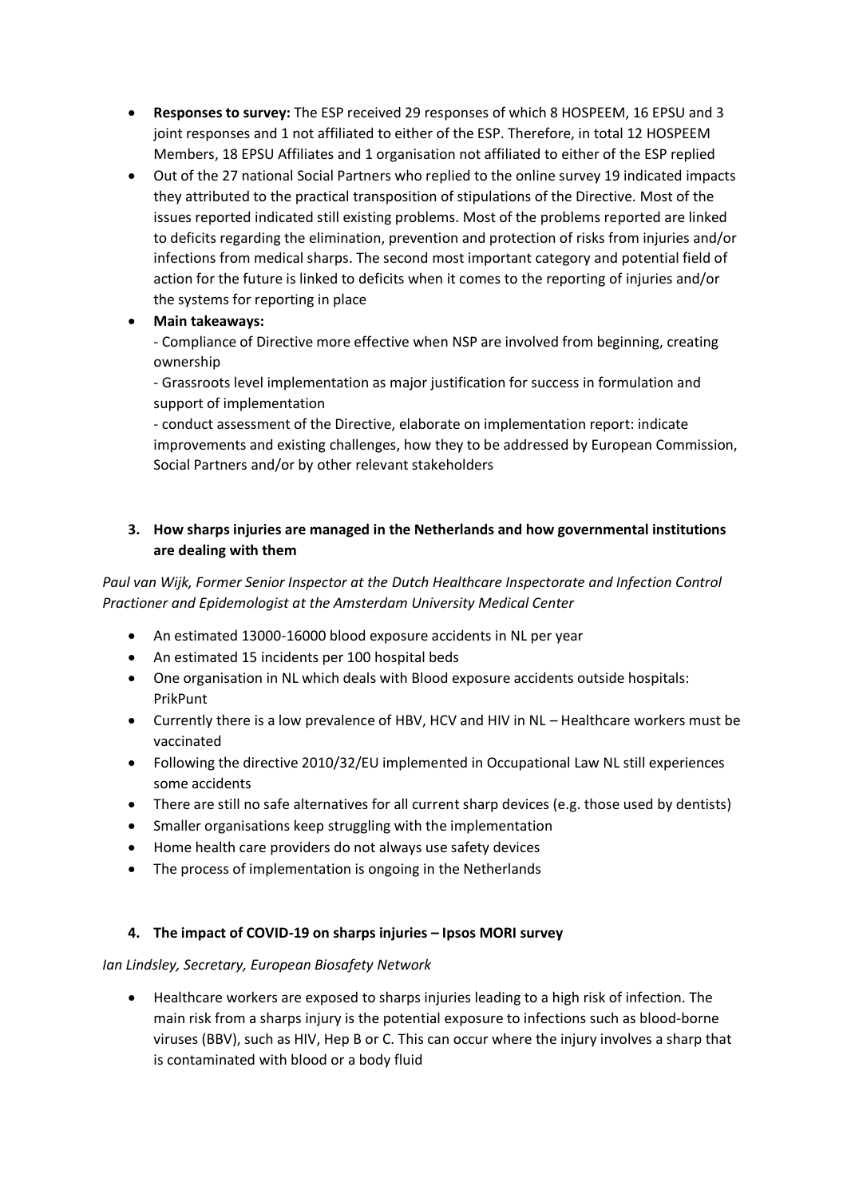- **Responses to survey:** The ESP received 29 responses of which 8 HOSPEEM, 16 EPSU and 3 joint responses and 1 not affiliated to either of the ESP. Therefore, in total 12 HOSPEEM Members, 18 EPSU Affiliates and 1 organisation not affiliated to either of the ESP replied
- Out of the 27 national Social Partners who replied to the online survey 19 indicated impacts they attributed to the practical transposition of stipulations of the Directive. Most of the issues reported indicated still existing problems. Most of the problems reported are linked to deficits regarding the elimination, prevention and protection of risks from injuries and/or infections from medical sharps. The second most important category and potential field of action for the future is linked to deficits when it comes to the reporting of injuries and/or the systems for reporting in place
- **Main takeaways:**
  - Compliance of Directive more effective when NSP are involved from beginning, creating ownership
  - Grassroots level implementation as major justification for success in formulation and support of implementation
  - conduct assessment of the Directive, elaborate on implementation report: indicate improvements and existing challenges, how they to be addressed by European Commission, Social Partners and/or by other relevant stakeholders

### 3. How sharps injuries are managed in the Netherlands and how governmental institutions are dealing with them

*Paul van Wijk, Former Senior Inspector at the Dutch Healthcare Inspectorate and Infection Control Practioner and Epidemiologist at the Amsterdam University Medical Center*

- An estimated 13000-16000 blood exposure accidents in NL per year
- An estimated 15 incidents per 100 hospital beds
- One organisation in NL which deals with Blood exposure accidents outside hospitals: PrikPunt
- Currently there is a low prevalence of HBV, HCV and HIV in NL – Healthcare workers must be vaccinated
- Following the directive 2010/32/EU implemented in Occupational Law NL still experiences some accidents
- There are still no safe alternatives for all current sharp devices (e.g. those used by dentists)
- Smaller organisations keep struggling with the implementation
- Home health care providers do not always use safety devices
- The process of implementation is ongoing in the Netherlands

### 4. The impact of COVID-19 on sharps injuries – Ipsos MORI survey

*Ian Lindsley, Secretary, European Biosafety Network*

- Healthcare workers are exposed to sharps injuries leading to a high risk of infection. The main risk from a sharps injury is the potential exposure to infections such as blood-borne viruses (BBV), such as HIV, Hep B or C. This can occur where the injury involves a sharp that is contaminated with blood or a body fluid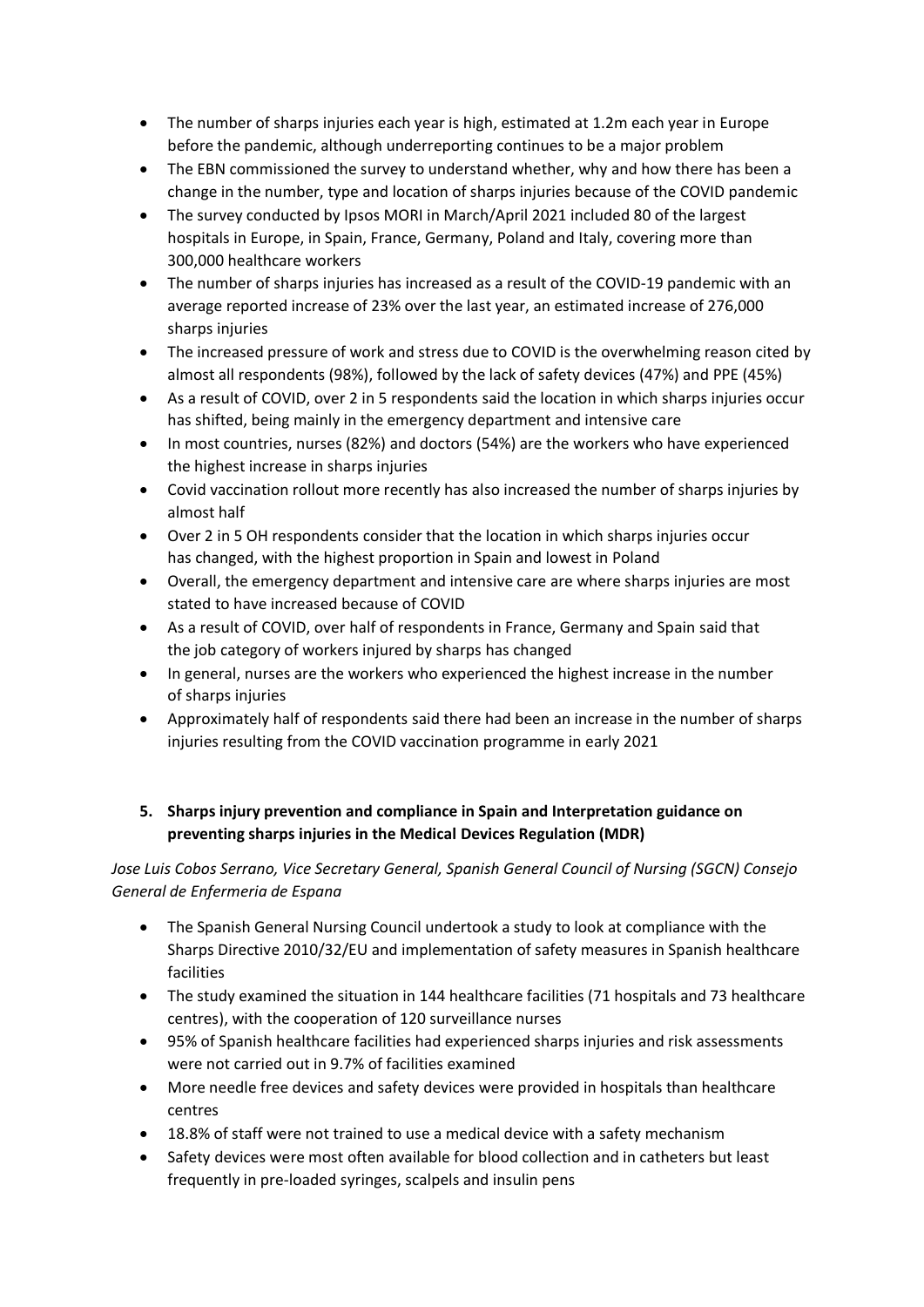- The number of sharps injuries each year is high, estimated at 1.2m each year in Europe before the pandemic, although underreporting continues to be a major problem
- The EBN commissioned the survey to understand whether, why and how there has been a change in the number, type and location of sharps injuries because of the COVID pandemic
- The survey conducted by Ipsos MORI in March/April 2021 included 80 of the largest hospitals in Europe, in Spain, France, Germany, Poland and Italy, covering more than 300,000 healthcare workers
- The number of sharps injuries has increased as a result of the COVID-19 pandemic with an average reported increase of 23% over the last year, an estimated increase of 276,000 sharps injuries
- The increased pressure of work and stress due to COVID is the overwhelming reason cited by almost all respondents (98%), followed by the lack of safety devices (47%) and PPE (45%)
- As a result of COVID, over 2 in 5 respondents said the location in which sharps injuries occur has shifted, being mainly in the emergency department and intensive care
- In most countries, nurses (82%) and doctors (54%) are the workers who have experienced the highest increase in sharps injuries
- Covid vaccination rollout more recently has also increased the number of sharps injuries by almost half
- Over 2 in 5 OH respondents consider that the location in which sharps injuries occur has changed, with the highest proportion in Spain and lowest in Poland
- Overall, the emergency department and intensive care are where sharps injuries are most stated to have increased because of COVID
- As a result of COVID, over half of respondents in France, Germany and Spain said that the job category of workers injured by sharps has changed
- In general, nurses are the workers who experienced the highest increase in the number of sharps injuries
- Approximately half of respondents said there had been an increase in the number of sharps injuries resulting from the COVID vaccination programme in early 2021

## 5. Sharps injury prevention and compliance in Spain and Interpretation guidance on preventing sharps injuries in the Medical Devices Regulation (MDR)

*Jose Luis Cobos Serrano, Vice Secretary General, Spanish General Council of Nursing (SGCN) Consejo General de Enfermeria de Espana*

- The Spanish General Nursing Council undertook a study to look at compliance with the Sharps Directive 2010/32/EU and implementation of safety measures in Spanish healthcare facilities
- The study examined the situation in 144 healthcare facilities (71 hospitals and 73 healthcare centres), with the cooperation of 120 surveillance nurses
- 95% of Spanish healthcare facilities had experienced sharps injuries and risk assessments were not carried out in 9.7% of facilities examined
- More needle free devices and safety devices were provided in hospitals than healthcare centres
- 18.8% of staff were not trained to use a medical device with a safety mechanism
- Safety devices were most often available for blood collection and in catheters but least frequently in pre-loaded syringes, scalpels and insulin pens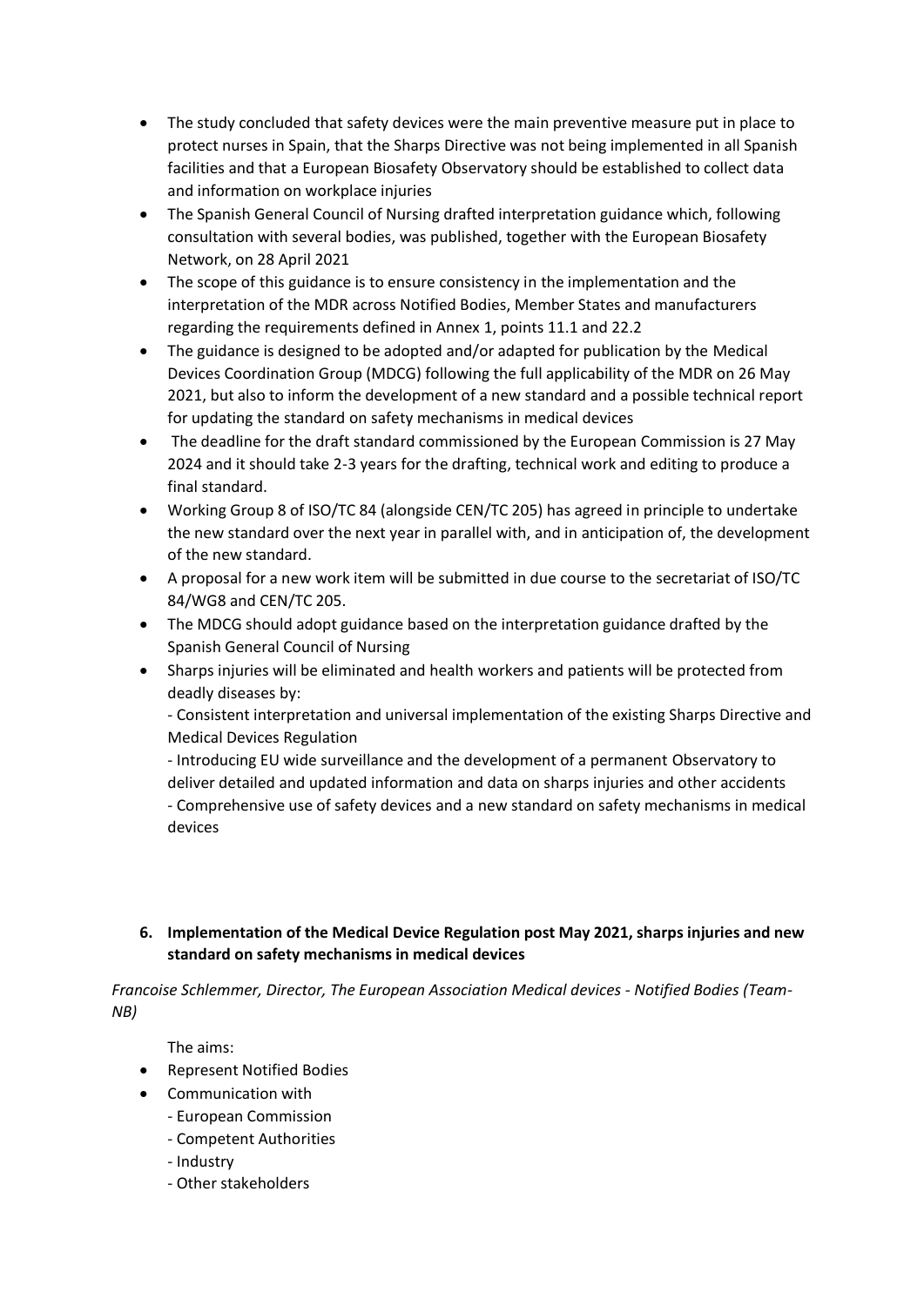- The study concluded that safety devices were the main preventive measure put in place to protect nurses in Spain, that the Sharps Directive was not being implemented in all Spanish facilities and that a European Biosafety Observatory should be established to collect data and information on workplace injuries
- The Spanish General Council of Nursing drafted interpretation guidance which, following consultation with several bodies, was published, together with the European Biosafety Network, on 28 April 2021
- The scope of this guidance is to ensure consistency in the implementation and the interpretation of the MDR across Notified Bodies, Member States and manufacturers regarding the requirements defined in Annex 1, points 11.1 and 22.2
- The guidance is designed to be adopted and/or adapted for publication by the Medical Devices Coordination Group (MDCG) following the full applicability of the MDR on 26 May 2021, but also to inform the development of a new standard and a possible technical report for updating the standard on safety mechanisms in medical devices
- The deadline for the draft standard commissioned by the European Commission is 27 May 2024 and it should take 2-3 years for the drafting, technical work and editing to produce a final standard.
- Working Group 8 of ISO/TC 84 (alongside CEN/TC 205) has agreed in principle to undertake the new standard over the next year in parallel with, and in anticipation of, the development of the new standard.
- A proposal for a new work item will be submitted in due course to the secretariat of ISO/TC 84/WG8 and CEN/TC 205.
- The MDCG should adopt guidance based on the interpretation guidance drafted by the Spanish General Council of Nursing
- Sharps injuries will be eliminated and health workers and patients will be protected from deadly diseases by:
  - Consistent interpretation and universal implementation of the existing Sharps Directive and Medical Devices Regulation
  - Introducing EU wide surveillance and the development of a permanent Observatory to deliver detailed and updated information and data on sharps injuries and other accidents
  - Comprehensive use of safety devices and a new standard on safety mechanisms in medical devices

## 6. Implementation of the Medical Device Regulation post May 2021, sharps injuries and new standard on safety mechanisms in medical devices

*Francoise Schlemmer, Director, The European Association Medical devices - Notified Bodies (Team-NB)*

The aims:

- Represent Notified Bodies
- Communication with
  - European Commission
  - Competent Authorities
  - Industry
  - Other stakeholders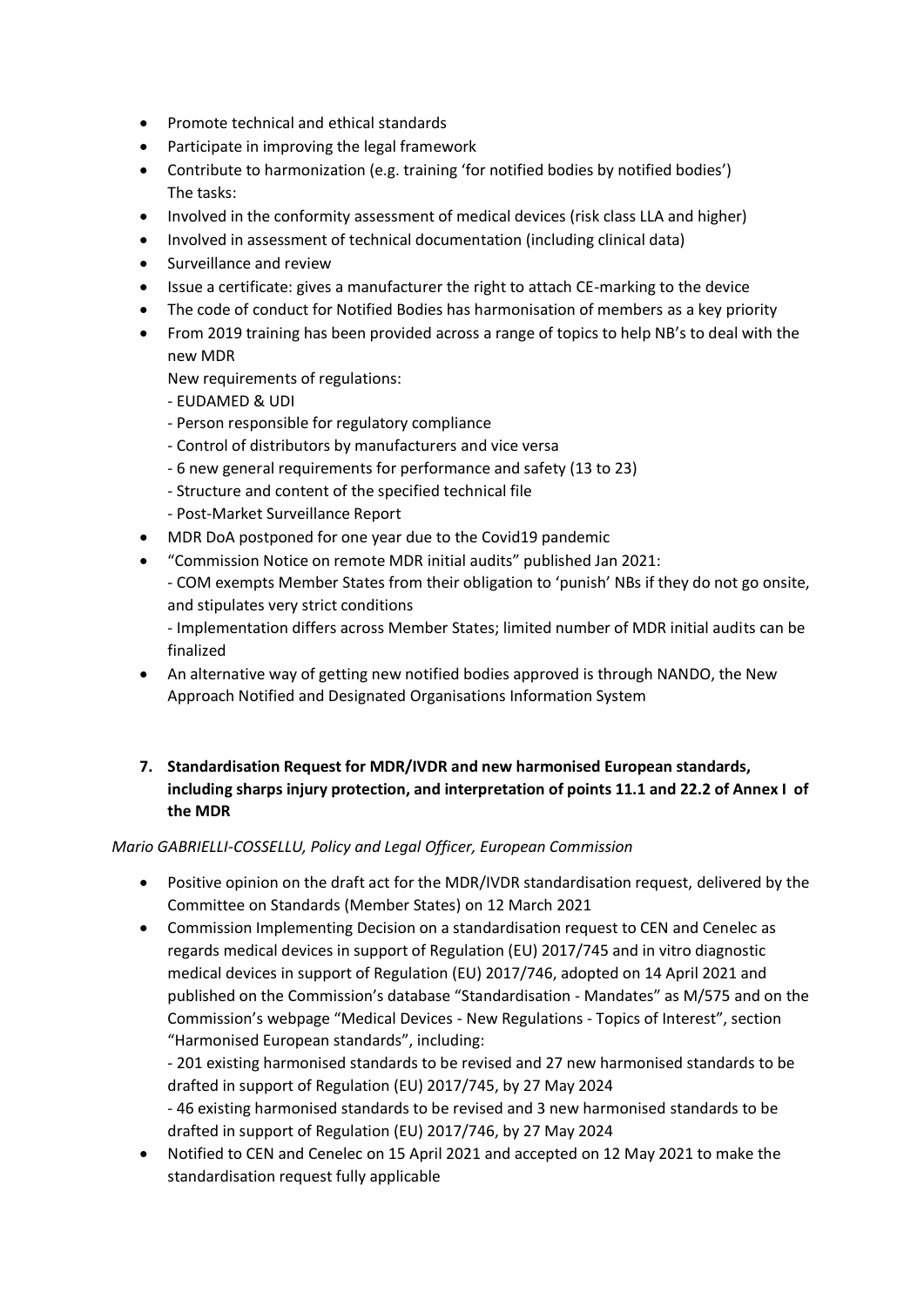- Promote technical and ethical standards
- Participate in improving the legal framework
- Contribute to harmonization (e.g. training 'for notified bodies by notified bodies')
  The tasks:
- Involved in the conformity assessment of medical devices (risk class LLA and higher)
- Involved in assessment of technical documentation (including clinical data)
- Surveillance and review
- Issue a certificate: gives a manufacturer the right to attach CE-marking to the device
- The code of conduct for Notified Bodies has harmonisation of members as a key priority
- From 2019 training has been provided across a range of topics to help NB's to deal with the new MDR
  New requirements of regulations:
  - EUDAMED & UDI
  - Person responsible for regulatory compliance
  - Control of distributors by manufacturers and vice versa
  - 6 new general requirements for performance and safety (13 to 23)
  - Structure and content of the specified technical file
  - Post-Market Surveillance Report
- MDR DoA postponed for one year due to the Covid19 pandemic
- "Commission Notice on remote MDR initial audits" published Jan 2021:
  - COM exempts Member States from their obligation to 'punish' NBs if they do not go onsite, and stipulates very strict conditions
  - Implementation differs across Member States; limited number of MDR initial audits can be finalized
- An alternative way of getting new notified bodies approved is through NANDO, the New Approach Notified and Designated Organisations Information System

## 7. Standardisation Request for MDR/IVDR and new harmonised European standards, including sharps injury protection, and interpretation of points 11.1 and 22.2 of Annex I of the MDR

*Mario GABRIELLI-COSSELLU, Policy and Legal Officer, European Commission*

- Positive opinion on the draft act for the MDR/IVDR standardisation request, delivered by the Committee on Standards (Member States) on 12 March 2021
- Commission Implementing Decision on a standardisation request to CEN and Cenelec as regards medical devices in support of Regulation (EU) 2017/745 and in vitro diagnostic medical devices in support of Regulation (EU) 2017/746, adopted on 14 April 2021 and published on the Commission's database "Standardisation - Mandates" as M/575 and on the Commission's webpage "Medical Devices - New Regulations - Topics of Interest", section "Harmonised European standards", including:
  - 201 existing harmonised standards to be revised and 27 new harmonised standards to be drafted in support of Regulation (EU) 2017/745, by 27 May 2024
  - 46 existing harmonised standards to be revised and 3 new harmonised standards to be drafted in support of Regulation (EU) 2017/746, by 27 May 2024
- Notified to CEN and Cenelec on 15 April 2021 and accepted on 12 May 2021 to make the standardisation request fully applicable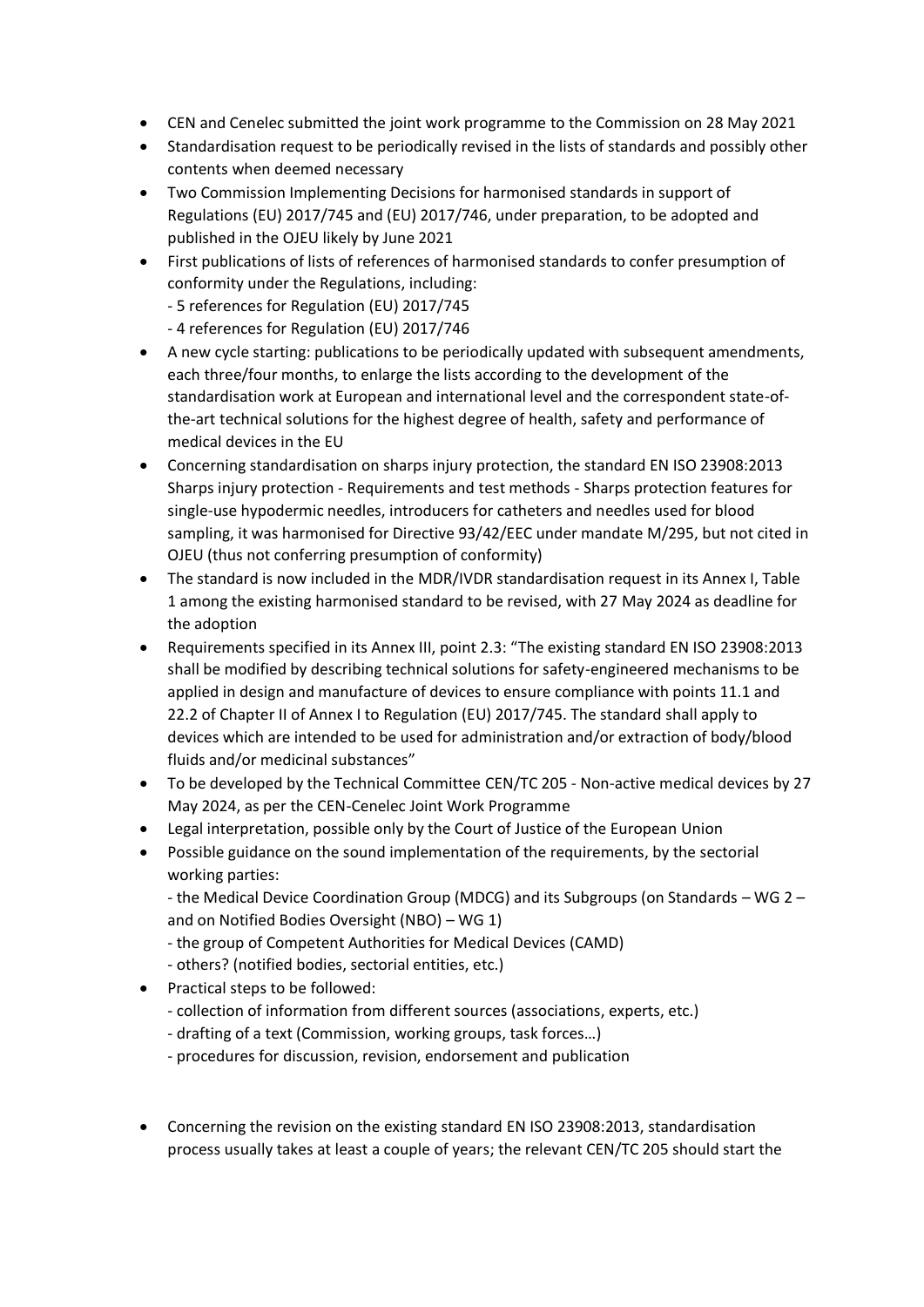- CEN and Cenelec submitted the joint work programme to the Commission on 28 May 2021
- Standardisation request to be periodically revised in the lists of standards and possibly other contents when deemed necessary
- Two Commission Implementing Decisions for harmonised standards in support of Regulations (EU) 2017/745 and (EU) 2017/746, under preparation, to be adopted and published in the OJEU likely by June 2021
- First publications of lists of references of harmonised standards to confer presumption of conformity under the Regulations, including:
  - 5 references for Regulation (EU) 2017/745
  - 4 references for Regulation (EU) 2017/746
- A new cycle starting: publications to be periodically updated with subsequent amendments, each three/four months, to enlarge the lists according to the development of the standardisation work at European and international level and the correspondent state-of-the-art technical solutions for the highest degree of health, safety and performance of medical devices in the EU
- Concerning standardisation on sharps injury protection, the standard EN ISO 23908:2013 Sharps injury protection - Requirements and test methods - Sharps protection features for single-use hypodermic needles, introducers for catheters and needles used for blood sampling, it was harmonised for Directive 93/42/EEC under mandate M/295, but not cited in OJEU (thus not conferring presumption of conformity)
- The standard is now included in the MDR/IVDR standardisation request in its Annex I, Table 1 among the existing harmonised standard to be revised, with 27 May 2024 as deadline for the adoption
- Requirements specified in its Annex III, point 2.3: "The existing standard EN ISO 23908:2013 shall be modified by describing technical solutions for safety-engineered mechanisms to be applied in design and manufacture of devices to ensure compliance with points 11.1 and 22.2 of Chapter II of Annex I to Regulation (EU) 2017/745. The standard shall apply to devices which are intended to be used for administration and/or extraction of body/blood fluids and/or medicinal substances"
- To be developed by the Technical Committee CEN/TC 205 - Non-active medical devices by 27 May 2024, as per the CEN-Cenelec Joint Work Programme
- Legal interpretation, possible only by the Court of Justice of the European Union
- Possible guidance on the sound implementation of the requirements, by the sectorial working parties:
  - the Medical Device Coordination Group (MDCG) and its Subgroups (on Standards – WG 2 – and on Notified Bodies Oversight (NBO) – WG 1)
  - the group of Competent Authorities for Medical Devices (CAMD)
  - others? (notified bodies, sectorial entities, etc.)
- Practical steps to be followed:
  - collection of information from different sources (associations, experts, etc.)
  - drafting of a text (Commission, working groups, task forces…)
  - procedures for discussion, revision, endorsement and publication

- Concerning the revision on the existing standard EN ISO 23908:2013, standardisation process usually takes at least a couple of years; the relevant CEN/TC 205 should start the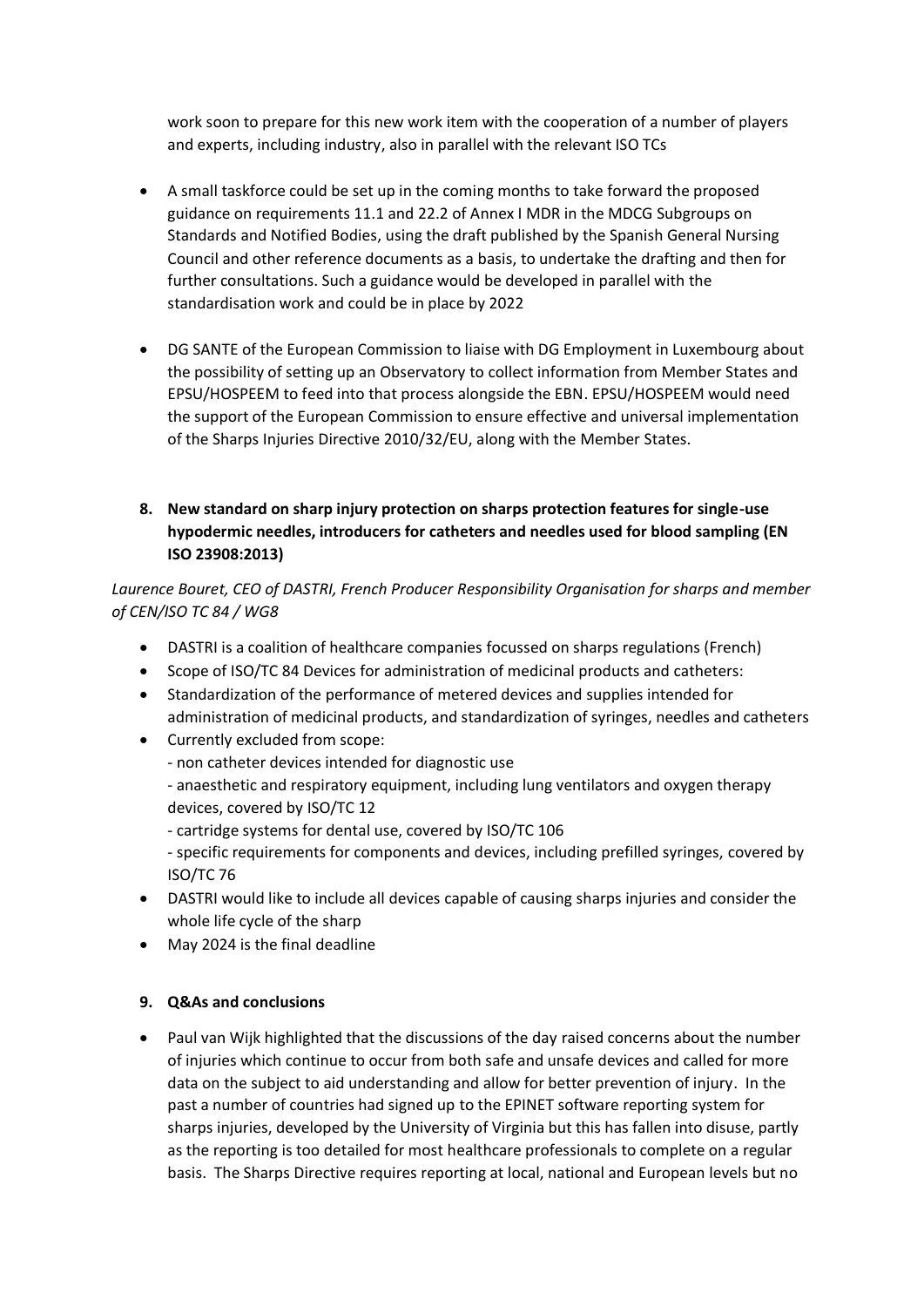work soon to prepare for this new work item with the cooperation of a number of players and experts, including industry, also in parallel with the relevant ISO TCs

- A small taskforce could be set up in the coming months to take forward the proposed guidance on requirements 11.1 and 22.2 of Annex I MDR in the MDCG Subgroups on Standards and Notified Bodies, using the draft published by the Spanish General Nursing Council and other reference documents as a basis, to undertake the drafting and then for further consultations. Such a guidance would be developed in parallel with the standardisation work and could be in place by 2022

- DG SANTE of the European Commission to liaise with DG Employment in Luxembourg about the possibility of setting up an Observatory to collect information from Member States and EPSU/HOSPEEM to feed into that process alongside the EBN. EPSU/HOSPEEM would need the support of the European Commission to ensure effective and universal implementation of the Sharps Injuries Directive 2010/32/EU, along with the Member States.

## 8. New standard on sharp injury protection on sharps protection features for single-use hypodermic needles, introducers for catheters and needles used for blood sampling (EN ISO 23908:2013)

*Laurence Bouret, CEO of DASTRI, French Producer Responsibility Organisation for sharps and member of CEN/ISO TC 84 / WG8*

- DASTRI is a coalition of healthcare companies focussed on sharps regulations (French)
- Scope of ISO/TC 84 Devices for administration of medicinal products and catheters:
- Standardization of the performance of metered devices and supplies intended for administration of medicinal products, and standardization of syringes, needles and catheters
- Currently excluded from scope:
  - non catheter devices intended for diagnostic use
  - anaesthetic and respiratory equipment, including lung ventilators and oxygen therapy devices, covered by ISO/TC 12
  - cartridge systems for dental use, covered by ISO/TC 106
  - specific requirements for components and devices, including prefilled syringes, covered by ISO/TC 76
- DASTRI would like to include all devices capable of causing sharps injuries and consider the whole life cycle of the sharp
- May 2024 is the final deadline

## 9. Q&As and conclusions

- Paul van Wijk highlighted that the discussions of the day raised concerns about the number of injuries which continue to occur from both safe and unsafe devices and called for more data on the subject to aid understanding and allow for better prevention of injury. In the past a number of countries had signed up to the EPINET software reporting system for sharps injuries, developed by the University of Virginia but this has fallen into disuse, partly as the reporting is too detailed for most healthcare professionals to complete on a regular basis. The Sharps Directive requires reporting at local, national and European levels but no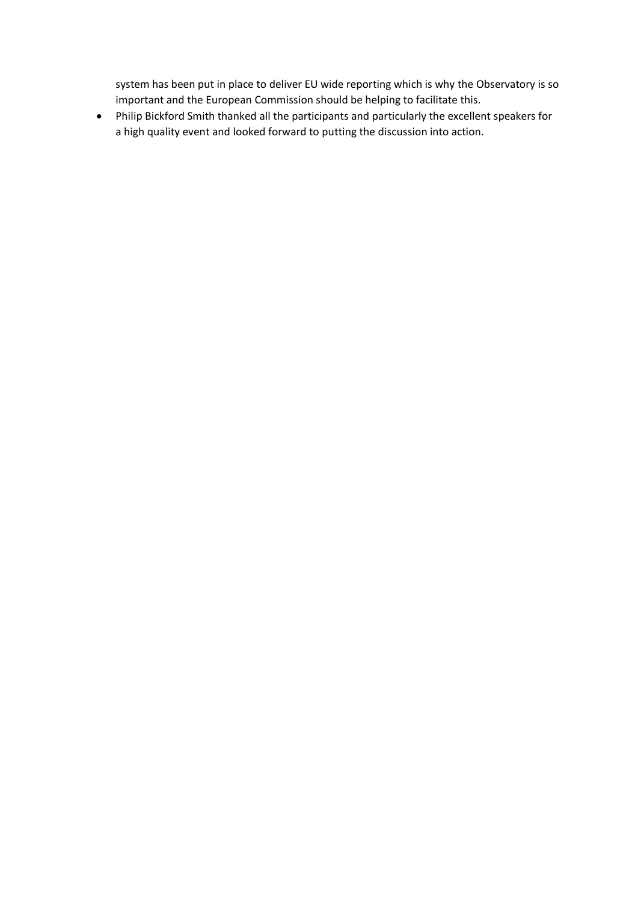system has been put in place to deliver EU wide reporting which is why the Observatory is so important and the European Commission should be helping to facilitate this.

- Philip Bickford Smith thanked all the participants and particularly the excellent speakers for a high quality event and looked forward to putting the discussion into action.